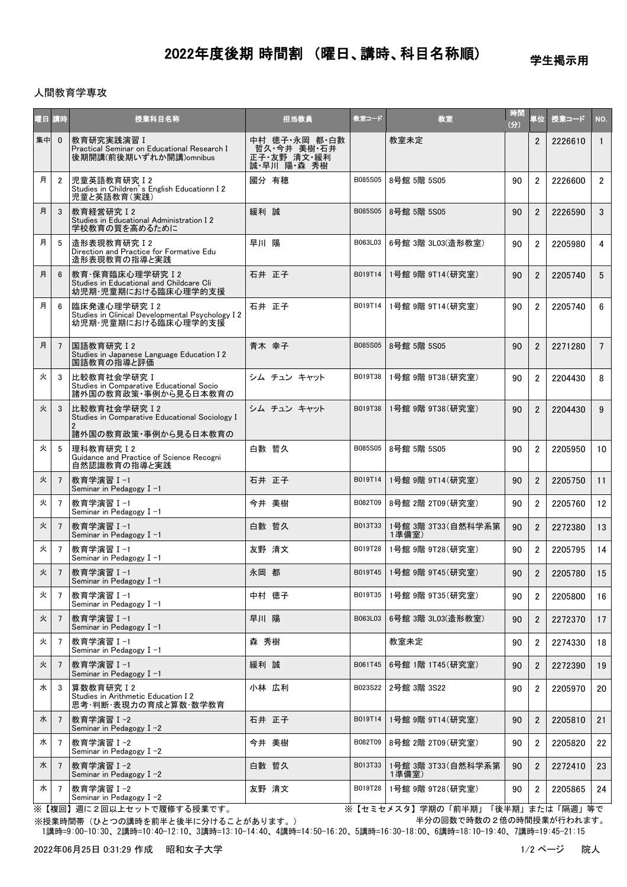# 2022年度後期 時間割 （曜日、講時、科目名称順）

学生掲示用

人間教育学専攻

| 曜日 | 講時 | 授業科目名称 | 担当教員 | 教室コード | 教室 | 時間(分) | 単位 | 授業コード | NO. |
|---|---|---|---|---|---|---|---|---|---|
| 集中 | 0 | 教育研究実践演習Ｉ<br>Practical Seminar on Educational Research I<br>後期開講(前後期いずれか開講)omnibus | 中村 徳子･永岡 都･白數 哲久･今井 美樹･石井 正子･友野 清文･緩利 誠･早川 陽･森 秀樹 |  | 教室未定 |  | 2 | 2226610 | 1 |
| 月 | 2 | 児童英語教育研究Ｉ2<br>Studies in Children's English Educationn I 2<br>児童と英語教育(実践) | 國分 有穂 | B085S05 | 8号館 5階 5S05 | 90 | 2 | 2226600 | 2 |
| 月 | 3 | 教育経営研究Ｉ2<br>Studies in Educational Administration I 2<br>学校教育の質を高めるために | 緩利 誠 | B085S05 | 8号館 5階 5S05 | 90 | 2 | 2226590 | 3 |
| 月 | 5 | 造形表現教育研究Ｉ2<br>Direction and Practice for Formative Edu<br>造形表現教育の指導と実践 | 早川 陽 | B063L03 | 6号館 3階 3L03(造形教室) | 90 | 2 | 2205980 | 4 |
| 月 | 6 | 教育･保育臨床心理学研究Ｉ2<br>Studies in Educational and Childcare Cli<br>幼児期･児童期における臨床心理学的支援 | 石井 正子 | B019T14 | 1号館 9階 9T14(研究室) | 90 | 2 | 2205740 | 5 |
| 月 | 6 | 臨床発達心理学研究Ｉ2<br>Studies in Clinical Developmental Psychology I 2<br>幼児期･児童期における臨床心理学的支援 | 石井 正子 | B019T14 | 1号館 9階 9T14(研究室) | 90 | 2 | 2205740 | 6 |
| 月 | 7 | 国語教育研究Ｉ2<br>Studies in Japanese Language Education I 2<br>国語教育の指導と評価 | 青木 幸子 | B085S05 | 8号館 5階 5S05 | 90 | 2 | 2271280 | 7 |
| 火 | 3 | 比較教育社会学研究Ｉ<br>Studies in Comparative Educational Socio<br>諸外国の教育政策･事例から見る日本教育の | シム チュン キャット | B019T38 | 1号館 9階 9T38(研究室) | 90 | 2 | 2204430 | 8 |
| 火 | 3 | 比較教育社会学研究Ｉ2<br>Studies in Comparative Educational Sociology I 2<br>諸外国の教育政策･事例から見る日本教育の | シム チュン キャット | B019T38 | 1号館 9階 9T38(研究室) | 90 | 2 | 2204430 | 9 |
| 火 | 5 | 理科教育研究Ｉ2<br>Guidance and Practice of Science Recogni<br>自然認識教育の指導と実践 | 白數 哲久 | B085S05 | 8号館 5階 5S05 | 90 | 2 | 2205950 | 10 |
| 火 | 7 | 教育学演習Ｉ-1<br>Seminar in Pedagogy I -1 | 石井 正子 | B019T14 | 1号館 9階 9T14(研究室) | 90 | 2 | 2205750 | 11 |
| 火 | 7 | 教育学演習Ｉ-1<br>Seminar in Pedagogy I -1 | 今井 美樹 | B082T09 | 8号館 2階 2T09(研究室) | 90 | 2 | 2205760 | 12 |
| 火 | 7 | 教育学演習Ｉ-1<br>Seminar in Pedagogy I -1 | 白數 哲久 | B013T33 | 1号館 3階 3T33(自然科学系第1準備室) | 90 | 2 | 2272380 | 13 |
| 火 | 7 | 教育学演習Ｉ-1<br>Seminar in Pedagogy I -1 | 友野 清文 | B019T28 | 1号館 9階 9T28(研究室) | 90 | 2 | 2205795 | 14 |
| 火 | 7 | 教育学演習Ｉ-1<br>Seminar in Pedagogy I -1 | 永岡 都 | B019T45 | 1号館 9階 9T45(研究室) | 90 | 2 | 2205780 | 15 |
| 火 | 7 | 教育学演習Ｉ-1<br>Seminar in Pedagogy I -1 | 中村 徳子 | B019T35 | 1号館 9階 9T35(研究室) | 90 | 2 | 2205800 | 16 |
| 火 | 7 | 教育学演習Ｉ-1<br>Seminar in Pedagogy I -1 | 早川 陽 | B063L03 | 6号館 3階 3L03(造形教室) | 90 | 2 | 2272370 | 17 |
| 火 | 7 | 教育学演習Ｉ-1<br>Seminar in Pedagogy I -1 | 森 秀樹 |  | 教室未定 | 90 | 2 | 2274330 | 18 |
| 火 | 7 | 教育学演習Ｉ-1<br>Seminar in Pedagogy I -1 | 緩利 誠 | B061T45 | 6号館 1階 1T45(研究室) | 90 | 2 | 2272390 | 19 |
| 水 | 3 | 算数教育研究Ｉ2<br>Studies in Arithmetic Education I 2<br>思考･判断･表現力の育成と算数･数学教育 | 小林 広利 | B023S22 | 2号館 3階 3S22 | 90 | 2 | 2205970 | 20 |
| 水 | 7 | 教育学演習Ｉ-2<br>Seminar in Pedagogy I -2 | 石井 正子 | B019T14 | 1号館 9階 9T14(研究室) | 90 | 2 | 2205810 | 21 |
| 水 | 7 | 教育学演習Ｉ-2<br>Seminar in Pedagogy I -2 | 今井 美樹 | B082T09 | 8号館 2階 2T09(研究室) | 90 | 2 | 2205820 | 22 |
| 水 | 7 | 教育学演習Ｉ-2<br>Seminar in Pedagogy I -2 | 白數 哲久 | B013T33 | 1号館 3階 3T33(自然科学系第1準備室) | 90 | 2 | 2272410 | 23 |
| 水 | 7 | 教育学演習Ｉ-2<br>Seminar in Pedagogy I -2 | 友野 清文 | B019T28 | 1号館 9階 9T28(研究室) | 90 | 2 | 2205865 | 24 |

※【複回】週に２回以上セットで履修する授業です。

※【セミセメスタ】学期の「前半期」「後半期」または「隔週」等で半分の回数で時数の２倍の時間授業が行われます。

※授業時間帯（ひとつの講時を前半と後半に分けることがあります。）

1講時=9:00-10:30、2講時=10:40-12:10、3講時=13:10-14:40、4講時=14:50-16:20、5講時=16:30-18:00、6講時=18:10-19:40、7講時=19:45-21:15

2022年06月25日 0:31:29 作成　昭和女子大学　院人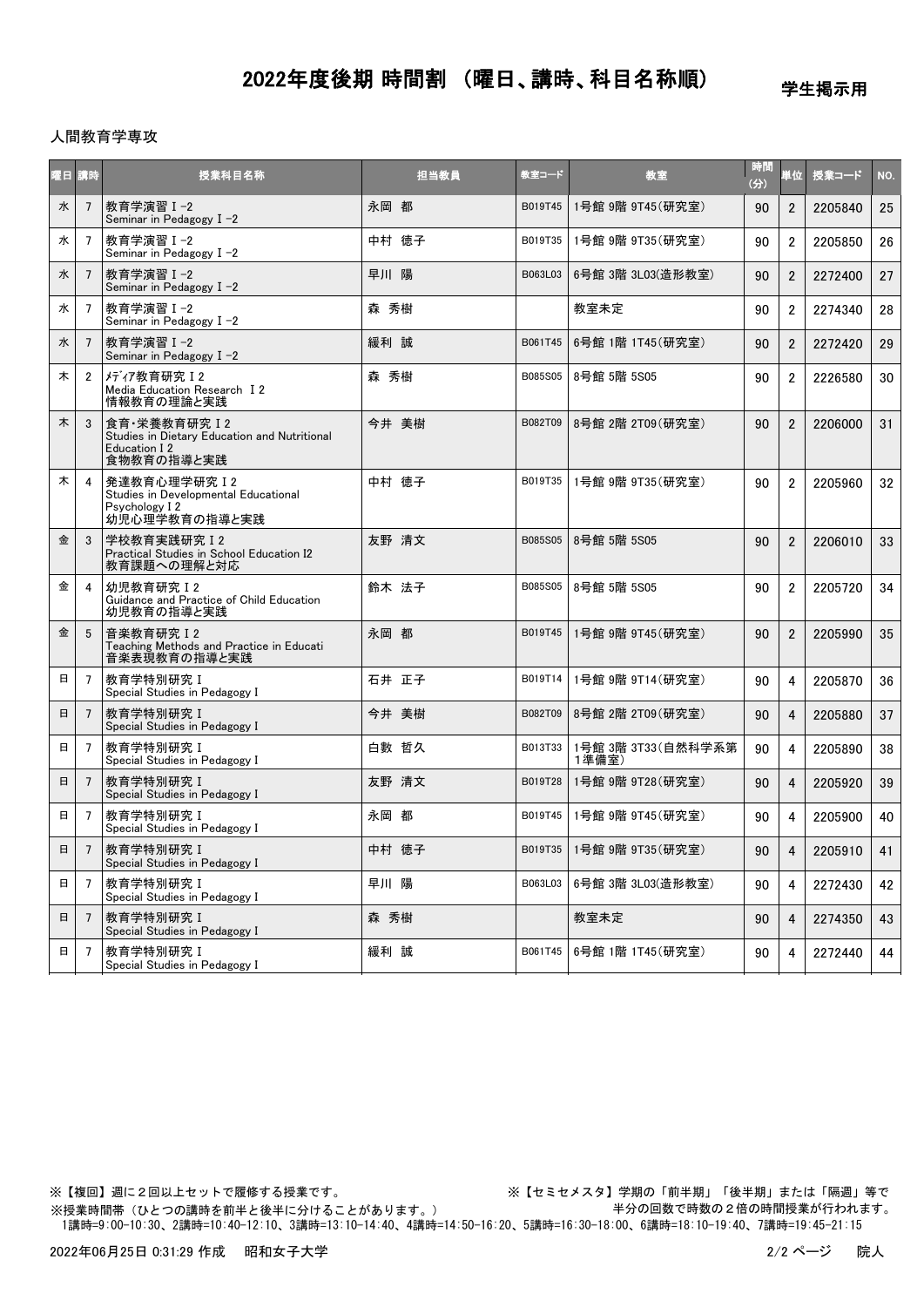# 2022年度後期 時間割 （曜日、講時、科目名称順）

学生掲示用

人間教育学専攻

| 曜日 | 講時 | 授業科目名称 | 担当教員 | 教室コード | 教室 | 時間(分) | 単位 | 授業コード | NO. |
|---|---|---|---|---|---|---|---|---|---|
| 水 | 7 | 教育学演習Ⅰ-2<br>Seminar in Pedagogy Ⅰ-2 | 永岡 都 | B019T45 | 1号館 9階 9T45(研究室) | 90 | 2 | 2205840 | 25 |
| 水 | 7 | 教育学演習Ⅰ-2<br>Seminar in Pedagogy Ⅰ-2 | 中村 徳子 | B019T35 | 1号館 9階 9T35(研究室) | 90 | 2 | 2205850 | 26 |
| 水 | 7 | 教育学演習Ⅰ-2<br>Seminar in Pedagogy Ⅰ-2 | 早川 陽 | B063L03 | 6号館 3階 3L03(造形教室) | 90 | 2 | 2272400 | 27 |
| 水 | 7 | 教育学演習Ⅰ-2<br>Seminar in Pedagogy Ⅰ-2 | 森 秀樹 | | 教室未定 | 90 | 2 | 2274340 | 28 |
| 水 | 7 | 教育学演習Ⅰ-2<br>Seminar in Pedagogy Ⅰ-2 | 緩利 誠 | B061T45 | 6号館 1階 1T45(研究室) | 90 | 2 | 2272420 | 29 |
| 木 | 2 | ﾒﾃﾞｨｱ教育研究Ⅰ2<br>Media Education Research Ⅰ2<br>情報教育の理論と実践 | 森 秀樹 | B085S05 | 8号館 5階 5S05 | 90 | 2 | 2226580 | 30 |
| 木 | 3 | 食育・栄養教育研究Ⅰ2<br>Studies in Dietary Education and Nutritional Education Ⅰ2<br>食物教育の指導と実践 | 今井 美樹 | B082T09 | 8号館 2階 2T09(研究室) | 90 | 2 | 2206000 | 31 |
| 木 | 4 | 発達教育心理学研究Ⅰ2<br>Studies in Developmental Educational Psychology Ⅰ2<br>幼児心理学教育の指導と実践 | 中村 徳子 | B019T35 | 1号館 9階 9T35(研究室) | 90 | 2 | 2205960 | 32 |
| 金 | 3 | 学校教育実践研究Ⅰ2<br>Practical Studies in School Education I2<br>教育課題への理解と対応 | 友野 清文 | B085S05 | 8号館 5階 5S05 | 90 | 2 | 2206010 | 33 |
| 金 | 4 | 幼児教育研究Ⅰ2<br>Guidance and Practice of Child Education<br>幼児教育の指導と実践 | 鈴木 法子 | B085S05 | 8号館 5階 5S05 | 90 | 2 | 2205720 | 34 |
| 金 | 5 | 音楽教育研究Ⅰ2<br>Teaching Methods and Practice in Educati<br>音楽表現教育の指導と実践 | 永岡 都 | B019T45 | 1号館 9階 9T45(研究室) | 90 | 2 | 2205990 | 35 |
| 日 | 7 | 教育学特別研究Ⅰ<br>Special Studies in Pedagogy Ⅰ | 石井 正子 | B019T14 | 1号館 9階 9T14(研究室) | 90 | 4 | 2205870 | 36 |
| 日 | 7 | 教育学特別研究Ⅰ<br>Special Studies in Pedagogy Ⅰ | 今井 美樹 | B082T09 | 8号館 2階 2T09(研究室) | 90 | 4 | 2205880 | 37 |
| 日 | 7 | 教育学特別研究Ⅰ<br>Special Studies in Pedagogy Ⅰ | 白數 哲久 | B013T33 | 1号館 3階 3T33(自然科学系第1準備室) | 90 | 4 | 2205890 | 38 |
| 日 | 7 | 教育学特別研究Ⅰ<br>Special Studies in Pedagogy Ⅰ | 友野 清文 | B019T28 | 1号館 9階 9T28(研究室) | 90 | 4 | 2205920 | 39 |
| 日 | 7 | 教育学特別研究Ⅰ<br>Special Studies in Pedagogy Ⅰ | 永岡 都 | B019T45 | 1号館 9階 9T45(研究室) | 90 | 4 | 2205900 | 40 |
| 日 | 7 | 教育学特別研究Ⅰ<br>Special Studies in Pedagogy Ⅰ | 中村 徳子 | B019T35 | 1号館 9階 9T35(研究室) | 90 | 4 | 2205910 | 41 |
| 日 | 7 | 教育学特別研究Ⅰ<br>Special Studies in Pedagogy Ⅰ | 早川 陽 | B063L03 | 6号館 3階 3L03(造形教室) | 90 | 4 | 2272430 | 42 |
| 日 | 7 | 教育学特別研究Ⅰ<br>Special Studies in Pedagogy Ⅰ | 森 秀樹 | | 教室未定 | 90 | 4 | 2274350 | 43 |
| 日 | 7 | 教育学特別研究Ⅰ<br>Special Studies in Pedagogy Ⅰ | 緩利 誠 | B061T45 | 6号館 1階 1T45(研究室) | 90 | 4 | 2272440 | 44 |

※【複回】週に２回以上セットで履修する授業です。

※【セミセメスタ】学期の「前半期」「後半期」または「隔週」等で半分の回数で時数の２倍の時間授業が行われます。

※授業時間帯（ひとつの講時を前半と後半に分けることがあります。）
1講時=9:00-10:30、2講時=10:40-12:10、3講時=13:10-14:40、4講時=14:50-16:20、5講時=16:30-18:00、6講時=18:10-19:40、7講時=19:45-21:15

2022年06月25日 0:31:29 作成　昭和女子大学

院人